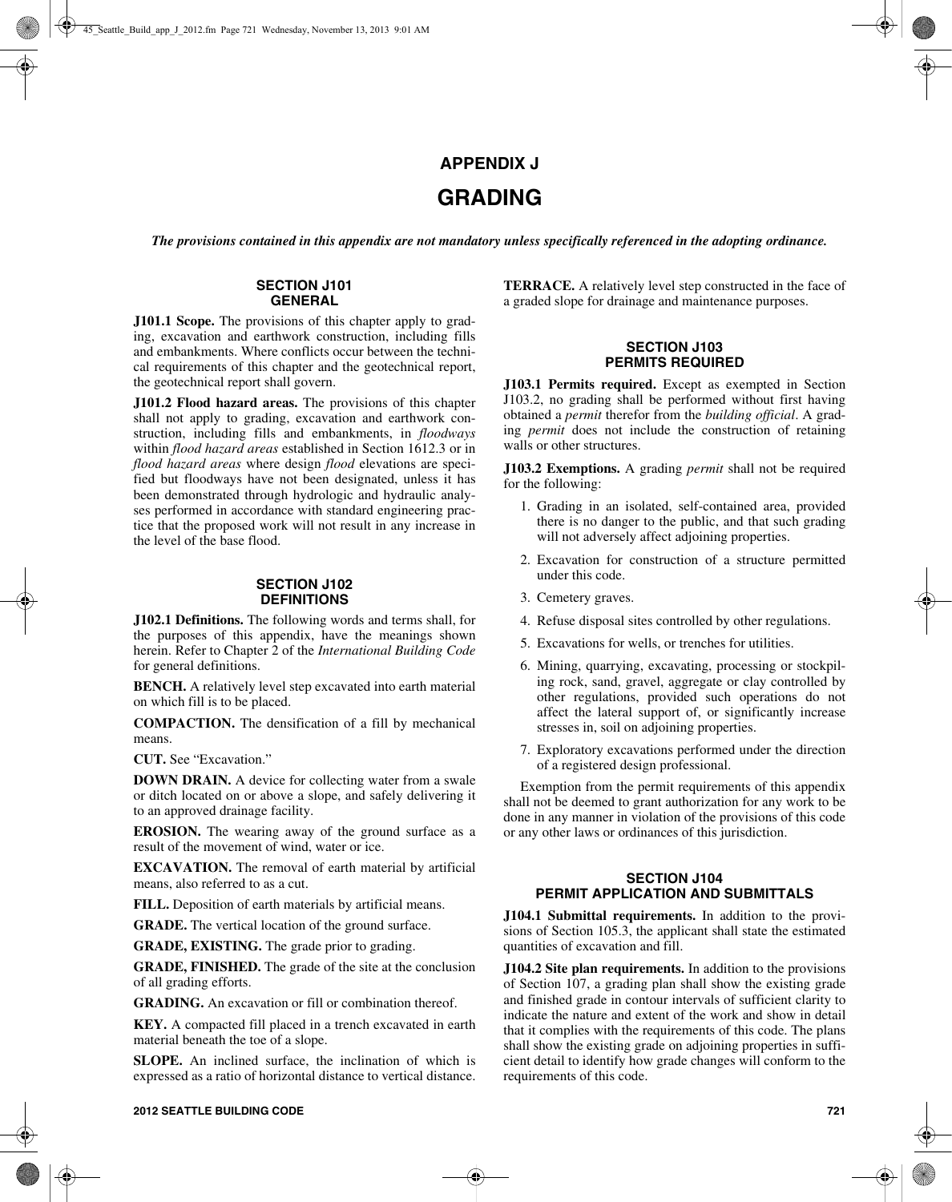// Appendix J
# APPENDIX J

# GRADING

***The provisions contained in this appendix are not mandatory unless specifically referenced in the adopting ordinance.***

## SECTION J101 GENERAL

**J101.1 Scope.** The provisions of this chapter apply to grading, excavation and earthwork construction, including fills and embankments. Where conflicts occur between the technical requirements of this chapter and the geotechnical report, the geotechnical report shall govern.

**J101.2 Flood hazard areas.** The provisions of this chapter shall not apply to grading, excavation and earthwork construction, including fills and embankments, in *floodways* within *flood hazard areas* established in Section 1612.3 or in *flood hazard areas* where design *flood* elevations are specified but floodways have not been designated, unless it has been demonstrated through hydrologic and hydraulic analyses performed in accordance with standard engineering practice that the proposed work will not result in any increase in the level of the base flood.

## SECTION J102 DEFINITIONS

**J102.1 Definitions.** The following words and terms shall, for the purposes of this appendix, have the meanings shown herein. Refer to Chapter 2 of the *International Building Code* for general definitions.

**BENCH.** A relatively level step excavated into earth material on which fill is to be placed.

**COMPACTION.** The densification of a fill by mechanical means.

**CUT.** See "Excavation."

**DOWN DRAIN.** A device for collecting water from a swale or ditch located on or above a slope, and safely delivering it to an approved drainage facility.

**EROSION.** The wearing away of the ground surface as a result of the movement of wind, water or ice.

**EXCAVATION.** The removal of earth material by artificial means, also referred to as a cut.

**FILL.** Deposition of earth materials by artificial means.

**GRADE.** The vertical location of the ground surface.

**GRADE, EXISTING.** The grade prior to grading.

**GRADE, FINISHED.** The grade of the site at the conclusion of all grading efforts.

**GRADING.** An excavation or fill or combination thereof.

**KEY.** A compacted fill placed in a trench excavated in earth material beneath the toe of a slope.

**SLOPE.** An inclined surface, the inclination of which is expressed as a ratio of horizontal distance to vertical distance.

**TERRACE.** A relatively level step constructed in the face of a graded slope for drainage and maintenance purposes.

## SECTION J103 PERMITS REQUIRED

**J103.1 Permits required.** Except as exempted in Section J103.2, no grading shall be performed without first having obtained a *permit* therefor from the *building official*. A grading *permit* does not include the construction of retaining walls or other structures.

**J103.2 Exemptions.** A grading *permit* shall not be required for the following:

1. Grading in an isolated, self-contained area, provided there is no danger to the public, and that such grading will not adversely affect adjoining properties.
2. Excavation for construction of a structure permitted under this code.
3. Cemetery graves.
4. Refuse disposal sites controlled by other regulations.
5. Excavations for wells, or trenches for utilities.
6. Mining, quarrying, excavating, processing or stockpiling rock, sand, gravel, aggregate or clay controlled by other regulations, provided such operations do not affect the lateral support of, or significantly increase stresses in, soil on adjoining properties.
7. Exploratory excavations performed under the direction of a registered design professional.

Exemption from the permit requirements of this appendix shall not be deemed to grant authorization for any work to be done in any manner in violation of the provisions of this code or any other laws or ordinances of this jurisdiction.

## SECTION J104 PERMIT APPLICATION AND SUBMITTALS

**J104.1 Submittal requirements.** In addition to the provisions of Section 105.3, the applicant shall state the estimated quantities of excavation and fill.

**J104.2 Site plan requirements.** In addition to the provisions of Section 107, a grading plan shall show the existing grade and finished grade in contour intervals of sufficient clarity to indicate the nature and extent of the work and show in detail that it complies with the requirements of this code. The plans shall show the existing grade on adjoining properties in sufficient detail to identify how grade changes will conform to the requirements of this code.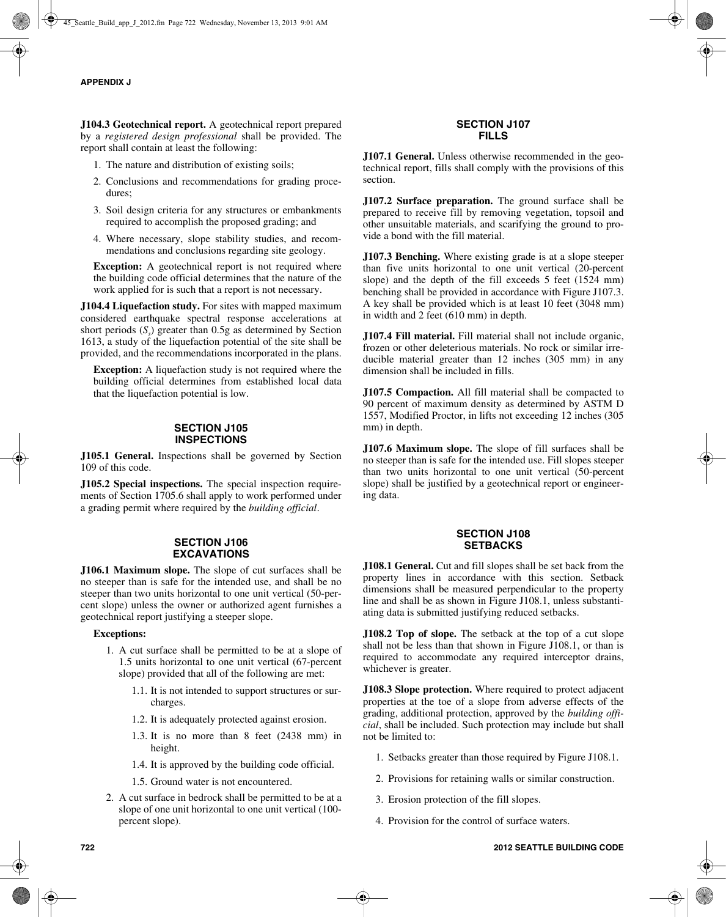**J104.3 Geotechnical report.** A geotechnical report prepared by a *registered design professional* shall be provided. The report shall contain at least the following:

1. The nature and distribution of existing soils;
2. Conclusions and recommendations for grading procedures;
3. Soil design criteria for any structures or embankments required to accomplish the proposed grading; and
4. Where necessary, slope stability studies, and recommendations and conclusions regarding site geology.

**Exception:** A geotechnical report is not required where the building code official determines that the nature of the work applied for is such that a report is not necessary.

**J104.4 Liquefaction study.** For sites with mapped maximum considered earthquake spectral response accelerations at short periods ($S_s$) greater than 0.5g as determined by Section 1613, a study of the liquefaction potential of the site shall be provided, and the recommendations incorporated in the plans.

**Exception:** A liquefaction study is not required where the building official determines from established local data that the liquefaction potential is low.

## SECTION J105 INSPECTIONS

**J105.1 General.** Inspections shall be governed by Section 109 of this code.

**J105.2 Special inspections.** The special inspection requirements of Section 1705.6 shall apply to work performed under a grading permit where required by the *building official*.

## SECTION J106 EXCAVATIONS

**J106.1 Maximum slope.** The slope of cut surfaces shall be no steeper than is safe for the intended use, and shall be no steeper than two units horizontal to one unit vertical (50-percent slope) unless the owner or authorized agent furnishes a geotechnical report justifying a steeper slope.

**Exceptions:**

1. A cut surface shall be permitted to be at a slope of 1.5 units horizontal to one unit vertical (67-percent slope) provided that all of the following are met:
   - 1.1. It is not intended to support structures or surcharges.
   - 1.2. It is adequately protected against erosion.
   - 1.3. It is no more than 8 feet (2438 mm) in height.
   - 1.4. It is approved by the building code official.
   - 1.5. Ground water is not encountered.
2. A cut surface in bedrock shall be permitted to be at a slope of one unit horizontal to one unit vertical (100-percent slope).

## SECTION J107 FILLS

**J107.1 General.** Unless otherwise recommended in the geotechnical report, fills shall comply with the provisions of this section.

**J107.2 Surface preparation.** The ground surface shall be prepared to receive fill by removing vegetation, topsoil and other unsuitable materials, and scarifying the ground to provide a bond with the fill material.

**J107.3 Benching.** Where existing grade is at a slope steeper than five units horizontal to one unit vertical (20-percent slope) and the depth of the fill exceeds 5 feet (1524 mm) benching shall be provided in accordance with Figure J107.3. A key shall be provided which is at least 10 feet (3048 mm) in width and 2 feet (610 mm) in depth.

**J107.4 Fill material.** Fill material shall not include organic, frozen or other deleterious materials. No rock or similar irreducible material greater than 12 inches (305 mm) in any dimension shall be included in fills.

**J107.5 Compaction.** All fill material shall be compacted to 90 percent of maximum density as determined by ASTM D 1557, Modified Proctor, in lifts not exceeding 12 inches (305 mm) in depth.

**J107.6 Maximum slope.** The slope of fill surfaces shall be no steeper than is safe for the intended use. Fill slopes steeper than two units horizontal to one unit vertical (50-percent slope) shall be justified by a geotechnical report or engineering data.

## SECTION J108 SETBACKS

**J108.1 General.** Cut and fill slopes shall be set back from the property lines in accordance with this section. Setback dimensions shall be measured perpendicular to the property line and shall be as shown in Figure J108.1, unless substantiating data is submitted justifying reduced setbacks.

**J108.2 Top of slope.** The setback at the top of a cut slope shall not be less than that shown in Figure J108.1, or than is required to accommodate any required interceptor drains, whichever is greater.

**J108.3 Slope protection.** Where required to protect adjacent properties at the toe of a slope from adverse effects of the grading, additional protection, approved by the *building official*, shall be included. Such protection may include but shall not be limited to:

1. Setbacks greater than those required by Figure J108.1.
2. Provisions for retaining walls or similar construction.
3. Erosion protection of the fill slopes.
4. Provision for the control of surface waters.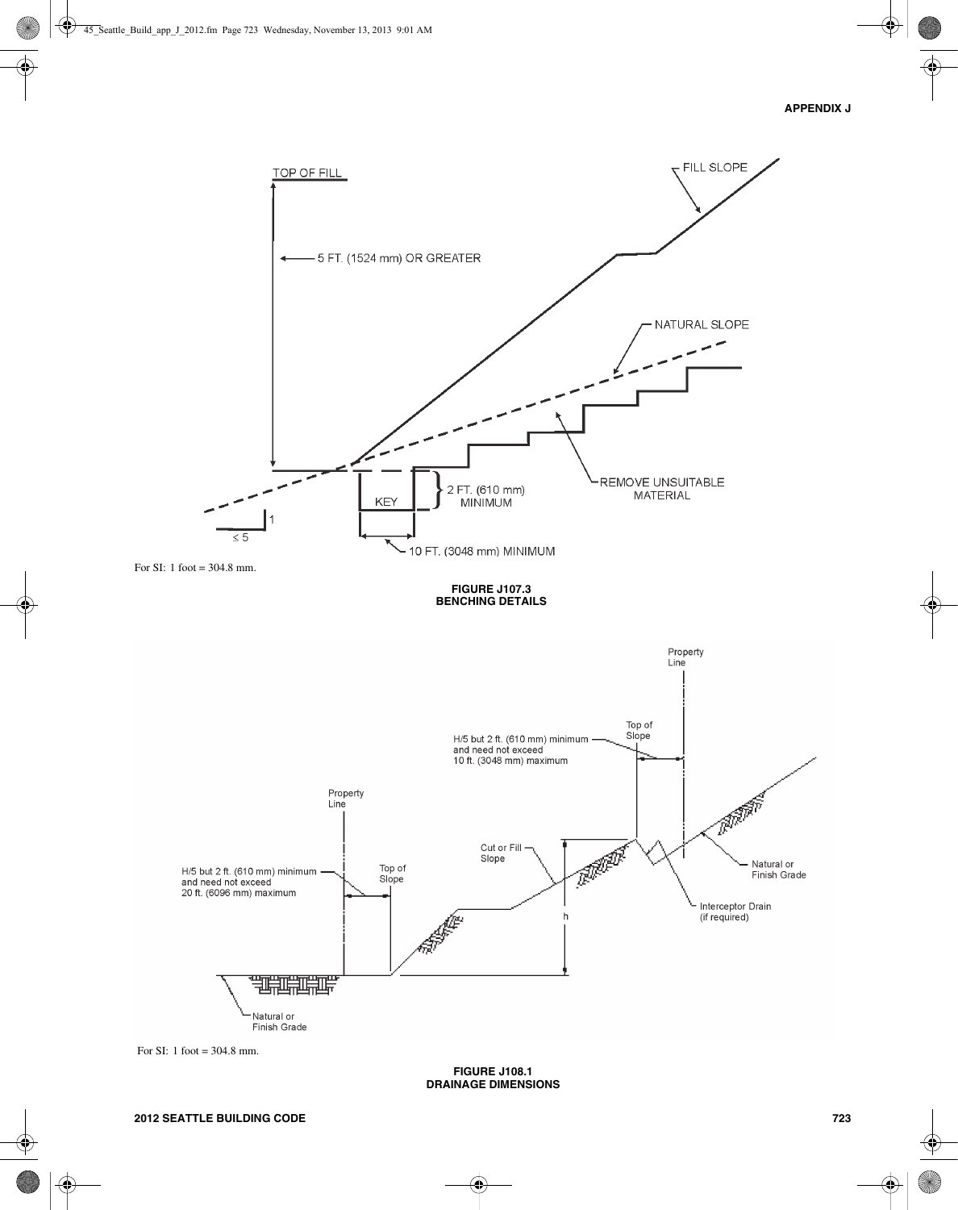For SI: 1 foot = 304.8 mm.

**FIGURE J107.3**
**BENCHING DETAILS**

For SI: 1 foot = 304.8 mm.

**FIGURE J108.1**
**DRAINAGE DIMENSIONS**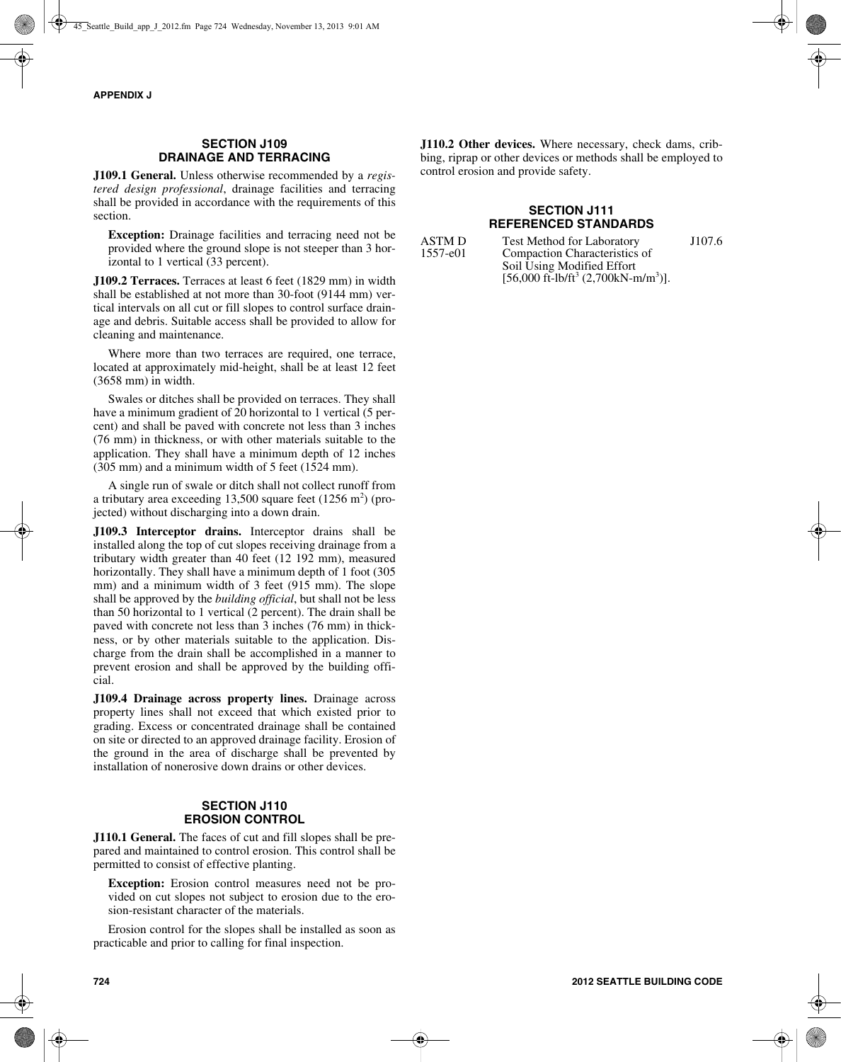## SECTION J109 DRAINAGE AND TERRACING

**J109.1 General.** Unless otherwise recommended by a *registered design professional*, drainage facilities and terracing shall be provided in accordance with the requirements of this section.

**Exception:** Drainage facilities and terracing need not be provided where the ground slope is not steeper than 3 horizontal to 1 vertical (33 percent).

**J109.2 Terraces.** Terraces at least 6 feet (1829 mm) in width shall be established at not more than 30-foot (9144 mm) vertical intervals on all cut or fill slopes to control surface drainage and debris. Suitable access shall be provided to allow for cleaning and maintenance.

Where more than two terraces are required, one terrace, located at approximately mid-height, shall be at least 12 feet (3658 mm) in width.

Swales or ditches shall be provided on terraces. They shall have a minimum gradient of 20 horizontal to 1 vertical (5 percent) and shall be paved with concrete not less than 3 inches (76 mm) in thickness, or with other materials suitable to the application. They shall have a minimum depth of 12 inches (305 mm) and a minimum width of 5 feet (1524 mm).

A single run of swale or ditch shall not collect runoff from a tributary area exceeding 13,500 square feet (1256 $m^2$) (projected) without discharging into a down drain.

**J109.3 Interceptor drains.** Interceptor drains shall be installed along the top of cut slopes receiving drainage from a tributary width greater than 40 feet (12 192 mm), measured horizontally. They shall have a minimum depth of 1 foot (305 mm) and a minimum width of 3 feet (915 mm). The slope shall be approved by the *building official*, but shall not be less than 50 horizontal to 1 vertical (2 percent). The drain shall be paved with concrete not less than 3 inches (76 mm) in thickness, or by other materials suitable to the application. Discharge from the drain shall be accomplished in a manner to prevent erosion and shall be approved by the building official.

**J109.4 Drainage across property lines.** Drainage across property lines shall not exceed that which existed prior to grading. Excess or concentrated drainage shall be contained on site or directed to an approved drainage facility. Erosion of the ground in the area of discharge shall be prevented by installation of nonerosive down drains or other devices.

## SECTION J110 EROSION CONTROL

**J110.1 General.** The faces of cut and fill slopes shall be prepared and maintained to control erosion. This control shall be permitted to consist of effective planting.

**Exception:** Erosion control measures need not be provided on cut slopes not subject to erosion due to the erosion-resistant character of the materials.

Erosion control for the slopes shall be installed as soon as practicable and prior to calling for final inspection.

**J110.2 Other devices.** Where necessary, check dams, cribbing, riprap or other devices or methods shall be employed to control erosion and provide safety.

## SECTION J111 REFERENCED STANDARDS

| | | |
|---|---|---|
| ASTM D 1557-e01 | Test Method for Laboratory Compaction Characteristics of Soil Using Modified Effort [56,000 ft-lb/$ft^3$ (2,700kN-m/$m^3$)]. | J107.6 |